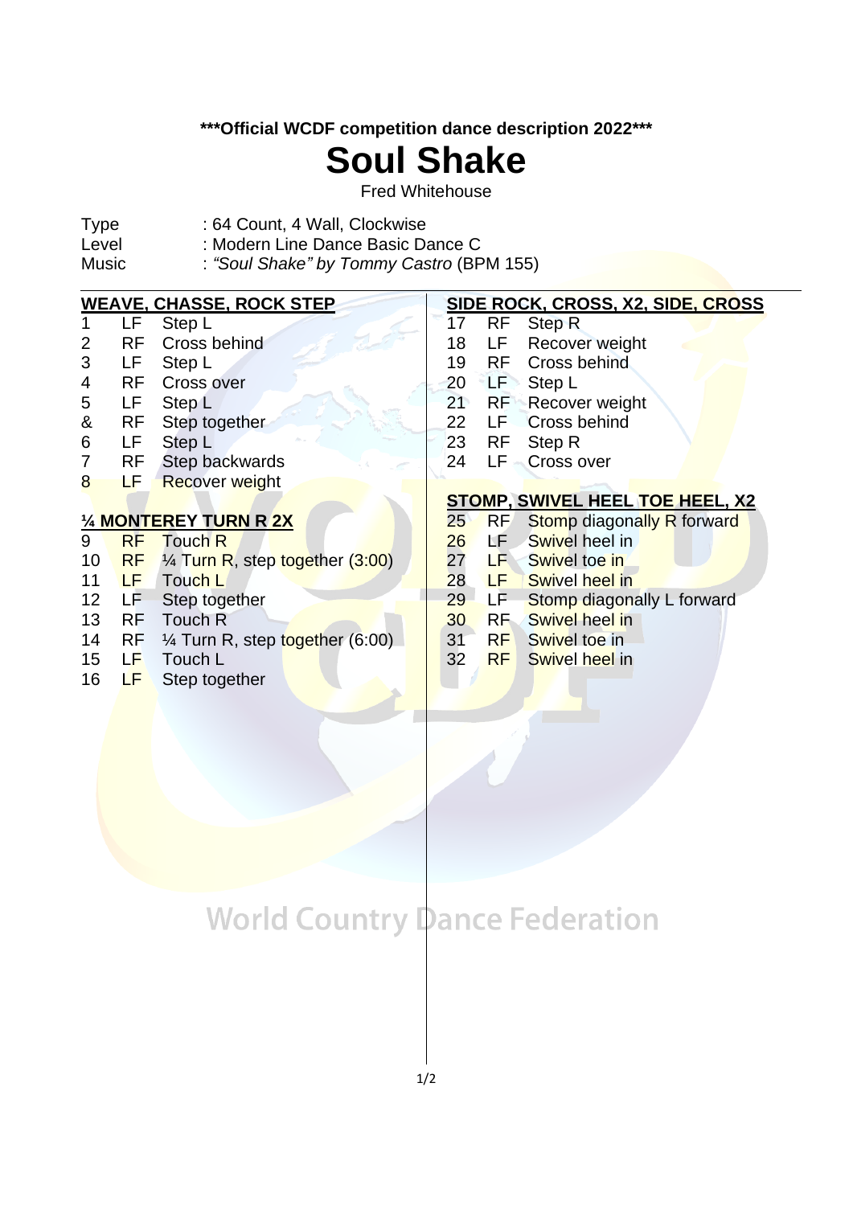**\*\*\*Official WCDF competition dance description 2022\*\*\***

# Soul Shake

Fred Whitehouse

| | |
|---|---|
| Type | : 64 Count, 4 Wall, Clockwise |
| Level | : Modern Line Dance Basic Dance C |
| Music | : *"Soul Shake" by Tommy Castro* (BPM 155) |

**WEAVE, CHASSE, ROCK STEP**

| | | |
|---|---|---|
| 1 | LF | Step L |
| 2 | RF | Cross behind |
| 3 | LF | Step L |
| 4 | RF | Cross over |
| 5 | LF | Step L |
| & | RF | Step together |
| 6 | LF | Step L |
| 7 | RF | Step backwards |
| 8 | LF | Recover weight |

**¼ MONTEREY TURN R 2X**

| | | |
|---|---|---|
| 9 | RF | Touch R |
| 10 | RF | ¼ Turn R, step together (3:00) |
| 11 | LF | Touch L |
| 12 | LF | Step together |
| 13 | RF | Touch R |
| 14 | RF | ¼ Turn R, step together (6:00) |
| 15 | LF | Touch L |
| 16 | LF | Step together |

**SIDE ROCK, CROSS, X2, SIDE, CROSS**

| | | |
|---|---|---|
| 17 | RF | Step R |
| 18 | LF | Recover weight |
| 19 | RF | Cross behind |
| 20 | LF | Step L |
| 21 | RF | Recover weight |
| 22 | LF | Cross behind |
| 23 | RF | Step R |
| 24 | LF | Cross over |

**STOMP, SWIVEL HEEL TOE HEEL, X2**

| | | |
|---|---|---|
| 25 | RF | Stomp diagonally R forward |
| 26 | LF | Swivel heel in |
| 27 | LF | Swivel toe in |
| 28 | LF | Swivel heel in |
| 29 | LF | Stomp diagonally L forward |
| 30 | RF | Swivel heel in |
| 31 | RF | Swivel toe in |
| 32 | RF | Swivel heel in |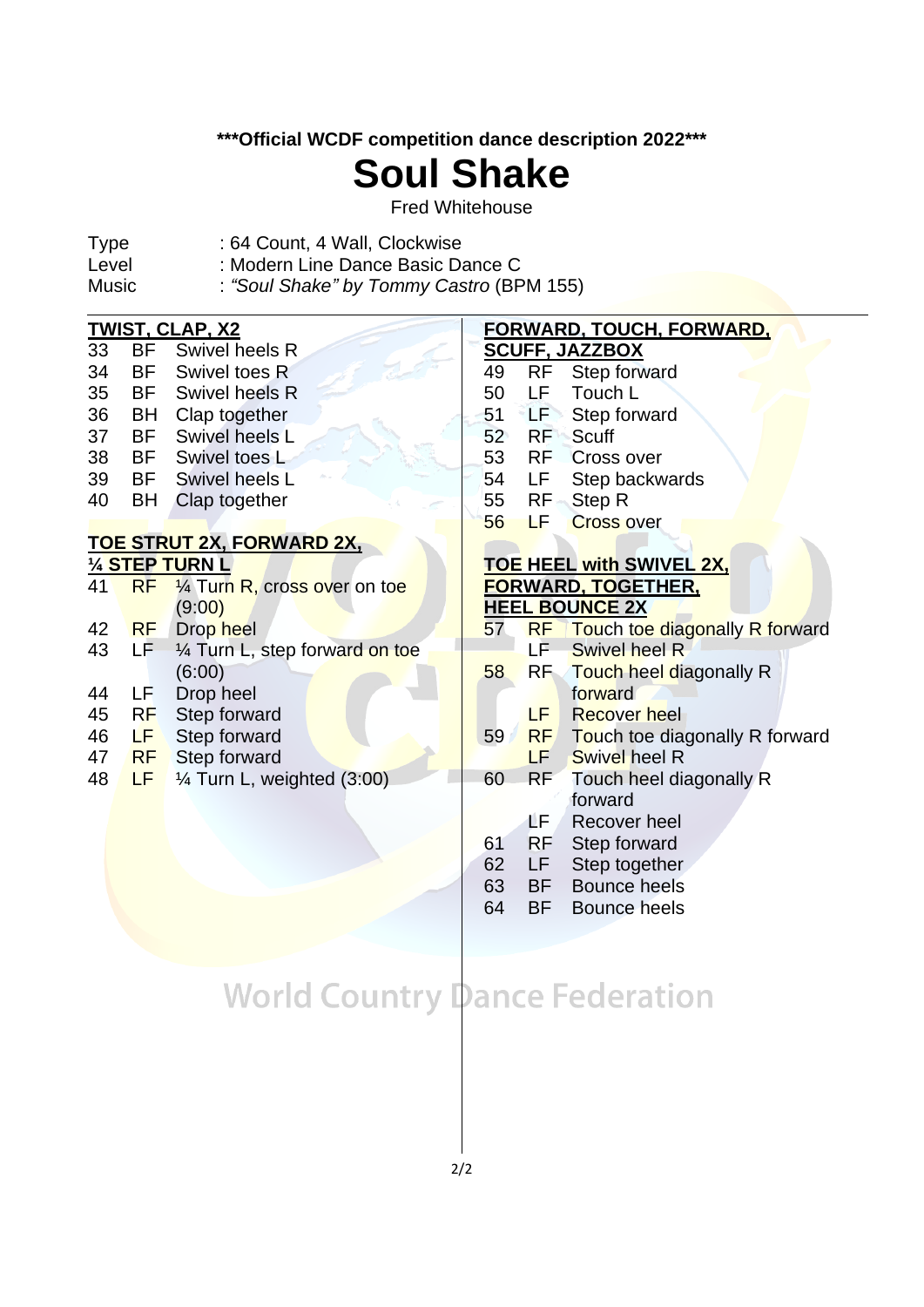***Official WCDF competition dance description 2022***

# Soul Shake

Fred Whitehouse

| | |
|---|---|
| Type | : 64 Count, 4 Wall, Clockwise |
| Level | : Modern Line Dance Basic Dance C |
| Music | : *"Soul Shake" by Tommy Castro* (BPM 155) |

**TWIST, CLAP, X2**

| | | |
|---|---|---|
| 33 | BF | Swivel heels R |
| 34 | BF | Swivel toes R |
| 35 | BF | Swivel heels R |
| 36 | BH | Clap together |
| 37 | BF | Swivel heels L |
| 38 | BF | Swivel toes L |
| 39 | BF | Swivel heels L |
| 40 | BH | Clap together |

**TOE STRUT 2X, FORWARD 2X, ¼ STEP TURN L**

| | | |
|---|---|---|
| 41 | RF | ¼ Turn R, cross over on toe (9:00) |
| 42 | RF | Drop heel |
| 43 | LF | ¼ Turn L, step forward on toe (6:00) |
| 44 | LF | Drop heel |
| 45 | RF | Step forward |
| 46 | LF | Step forward |
| 47 | RF | Step forward |
| 48 | LF | ¼ Turn L, weighted (3:00) |

**FORWARD, TOUCH, FORWARD, SCUFF, JAZZBOX**

| | | |
|---|---|---|
| 49 | RF | Step forward |
| 50 | LF | Touch L |
| 51 | LF | Step forward |
| 52 | RF | Scuff |
| 53 | RF | Cross over |
| 54 | LF | Step backwards |
| 55 | RF | Step R |
| 56 | LF | Cross over |

**TOE HEEL with SWIVEL 2X, FORWARD, TOGETHER, HEEL BOUNCE 2X**

| | | |
|---|---|---|
| 57 | RF | Touch toe diagonally R forward |
| | LF | Swivel heel R |
| 58 | RF | Touch heel diagonally R forward |
| | LF | Recover heel |
| 59 | RF | Touch toe diagonally R forward |
| | LF | Swivel heel R |
| 60 | RF | Touch heel diagonally R forward |
| | LF | Recover heel |
| 61 | RF | Step forward |
| 62 | LF | Step together |
| 63 | BF | Bounce heels |
| 64 | BF | Bounce heels |

World Country Dance Federation